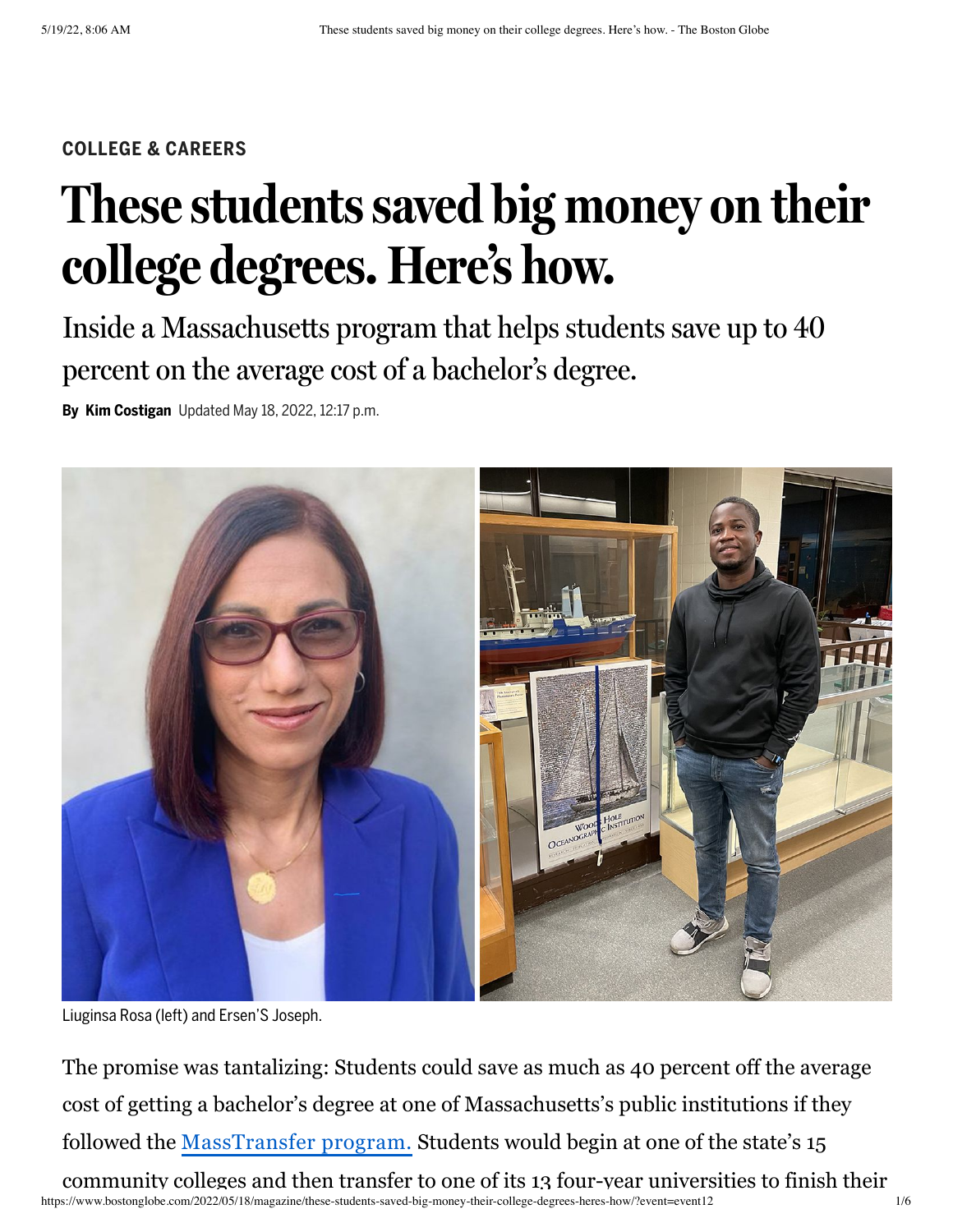**COLLEGE & CAREERS**

# These students saved big money on their college degrees. Here's how.

## Inside a Massachusetts program that helps students save up to 40 percent on the average cost of a bachelor's degree.

**By Kim Costigan** Updated May 18, 2022, 12:17 p.m.

Liuginsa Rosa (left) and Ersen'S Joseph.

The promise was tantalizing: Students could save as much as 40 percent off the average cost of getting a bachelor's degree at one of Massachusetts's public institutions if they followed the [MassTransfer program.](https://www.bostonglobe.com) Students would begin at one of the state's 15 community colleges and then transfer to one of its 13 four-year universities to finish their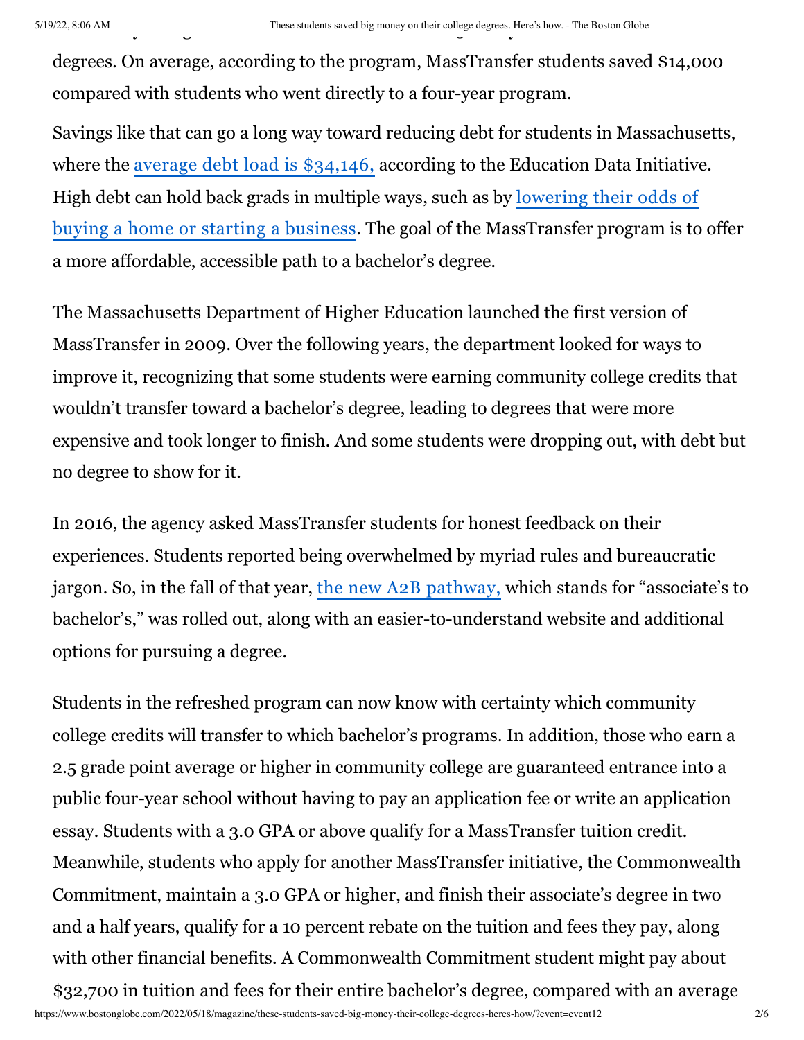degrees. On average, according to the program, MassTransfer students saved $14,000 compared with students who went directly to a four-year program.

Savings like that can go a long way toward reducing debt for students in Massachusetts, where the [average debt load is $34,146,] according to the Education Data Initiative. High debt can hold back grads in multiple ways, such as by [lowering their odds of buying a home or starting a business]. The goal of the MassTransfer program is to offer a more affordable, accessible path to a bachelor's degree.

The Massachusetts Department of Higher Education launched the first version of MassTransfer in 2009. Over the following years, the department looked for ways to improve it, recognizing that some students were earning community college credits that wouldn't transfer toward a bachelor's degree, leading to degrees that were more expensive and took longer to finish. And some students were dropping out, with debt but no degree to show for it.

In 2016, the agency asked MassTransfer students for honest feedback on their experiences. Students reported being overwhelmed by myriad rules and bureaucratic jargon. So, in the fall of that year, [the new A2B pathway,] which stands for "associate's to bachelor's," was rolled out, along with an easier-to-understand website and additional options for pursuing a degree.

Students in the refreshed program can now know with certainty which community college credits will transfer to which bachelor's programs. In addition, those who earn a 2.5 grade point average or higher in community college are guaranteed entrance into a public four-year school without having to pay an application fee or write an application essay. Students with a 3.0 GPA or above qualify for a MassTransfer tuition credit. Meanwhile, students who apply for another MassTransfer initiative, the Commonwealth Commitment, maintain a 3.0 GPA or higher, and finish their associate's degree in two and a half years, qualify for a 10 percent rebate on the tuition and fees they pay, along with other financial benefits. A Commonwealth Commitment student might pay about $32,700 in tuition and fees for their entire bachelor's degree, compared with an average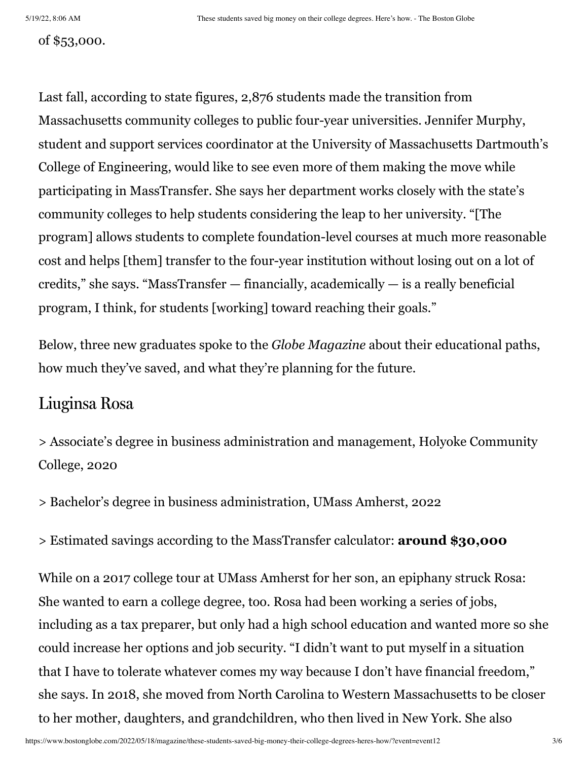of $53,000.

Last fall, according to state figures, 2,876 students made the transition from Massachusetts community colleges to public four-year universities. Jennifer Murphy, student and support services coordinator at the University of Massachusetts Dartmouth's College of Engineering, would like to see even more of them making the move while participating in MassTransfer. She says her department works closely with the state's community colleges to help students considering the leap to her university. "[The program] allows students to complete foundation-level courses at much more reasonable cost and helps [them] transfer to the four-year institution without losing out on a lot of credits," she says. "MassTransfer — financially, academically — is a really beneficial program, I think, for students [working] toward reaching their goals."

Below, three new graduates spoke to the *Globe Magazine* about their educational paths, how much they've saved, and what they're planning for the future.

## Liuginsa Rosa

> Associate's degree in business administration and management, Holyoke Community College, 2020

> Bachelor's degree in business administration, UMass Amherst, 2022

> Estimated savings according to the MassTransfer calculator: **around $30,000**

While on a 2017 college tour at UMass Amherst for her son, an epiphany struck Rosa: She wanted to earn a college degree, too. Rosa had been working a series of jobs, including as a tax preparer, but only had a high school education and wanted more so she could increase her options and job security. "I didn't want to put myself in a situation that I have to tolerate whatever comes my way because I don't have financial freedom," she says. In 2018, she moved from North Carolina to Western Massachusetts to be closer to her mother, daughters, and grandchildren, who then lived in New York. She also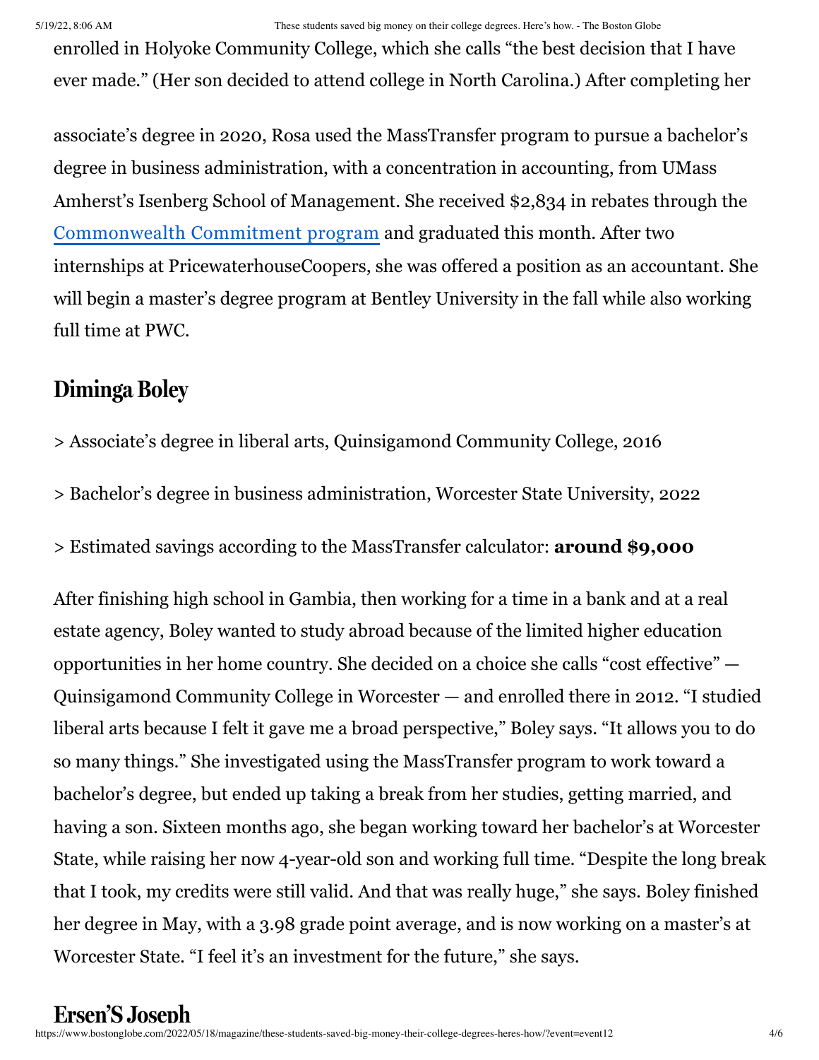enrolled in Holyoke Community College, which she calls "the best decision that I have ever made." (Her son decided to attend college in North Carolina.) After completing her associate's degree in 2020, Rosa used the MassTransfer program to pursue a bachelor's degree in business administration, with a concentration in accounting, from UMass Amherst's Isenberg School of Management. She received $2,834 in rebates through the Commonwealth Commitment program and graduated this month. After two internships at PricewaterhouseCoopers, she was offered a position as an accountant. She will begin a master's degree program at Bentley University in the fall while also working full time at PWC.

## Diminga Boley

> Associate's degree in liberal arts, Quinsigamond Community College, 2016

> Bachelor's degree in business administration, Worcester State University, 2022

> Estimated savings according to the MassTransfer calculator: **around $9,000**

After finishing high school in Gambia, then working for a time in a bank and at a real estate agency, Boley wanted to study abroad because of the limited higher education opportunities in her home country. She decided on a choice she calls "cost effective" — Quinsigamond Community College in Worcester — and enrolled there in 2012. "I studied liberal arts because I felt it gave me a broad perspective," Boley says. "It allows you to do so many things." She investigated using the MassTransfer program to work toward a bachelor's degree, but ended up taking a break from her studies, getting married, and having a son. Sixteen months ago, she began working toward her bachelor's at Worcester State, while raising her now 4-year-old son and working full time. "Despite the long break that I took, my credits were still valid. And that was really huge," she says. Boley finished her degree in May, with a 3.98 grade point average, and is now working on a master's at Worcester State. "I feel it's an investment for the future," she says.

## Ersen'S Joseph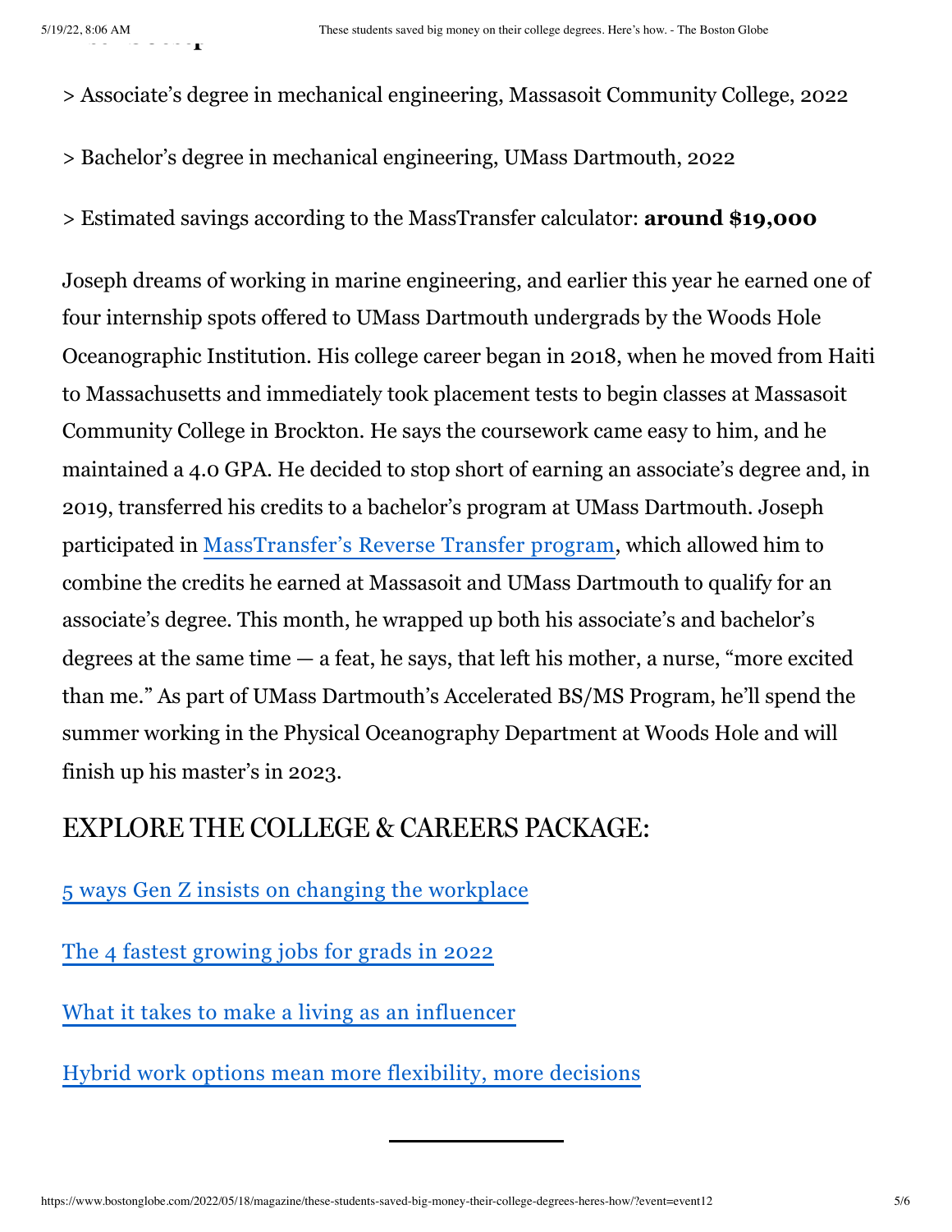> Associate's degree in mechanical engineering, Massasoit Community College, 2022

> Bachelor's degree in mechanical engineering, UMass Dartmouth, 2022

> Estimated savings according to the MassTransfer calculator: **around $19,000**

Joseph dreams of working in marine engineering, and earlier this year he earned one of four internship spots offered to UMass Dartmouth undergrads by the Woods Hole Oceanographic Institution. His college career began in 2018, when he moved from Haiti to Massachusetts and immediately took placement tests to begin classes at Massasoit Community College in Brockton. He says the coursework came easy to him, and he maintained a 4.0 GPA. He decided to stop short of earning an associate's degree and, in 2019, transferred his credits to a bachelor's program at UMass Dartmouth. Joseph participated in [MassTransfer's Reverse Transfer program](), which allowed him to combine the credits he earned at Massasoit and UMass Dartmouth to qualify for an associate's degree. This month, he wrapped up both his associate's and bachelor's degrees at the same time — a feat, he says, that left his mother, a nurse, "more excited than me." As part of UMass Dartmouth's Accelerated BS/MS Program, he'll spend the summer working in the Physical Oceanography Department at Woods Hole and will finish up his master's in 2023.

## EXPLORE THE COLLEGE & CAREERS PACKAGE:

[5 ways Gen Z insists on changing the workplace]()

[The 4 fastest growing jobs for grads in 2022]()

[What it takes to make a living as an influencer]()

[Hybrid work options mean more flexibility, more decisions]()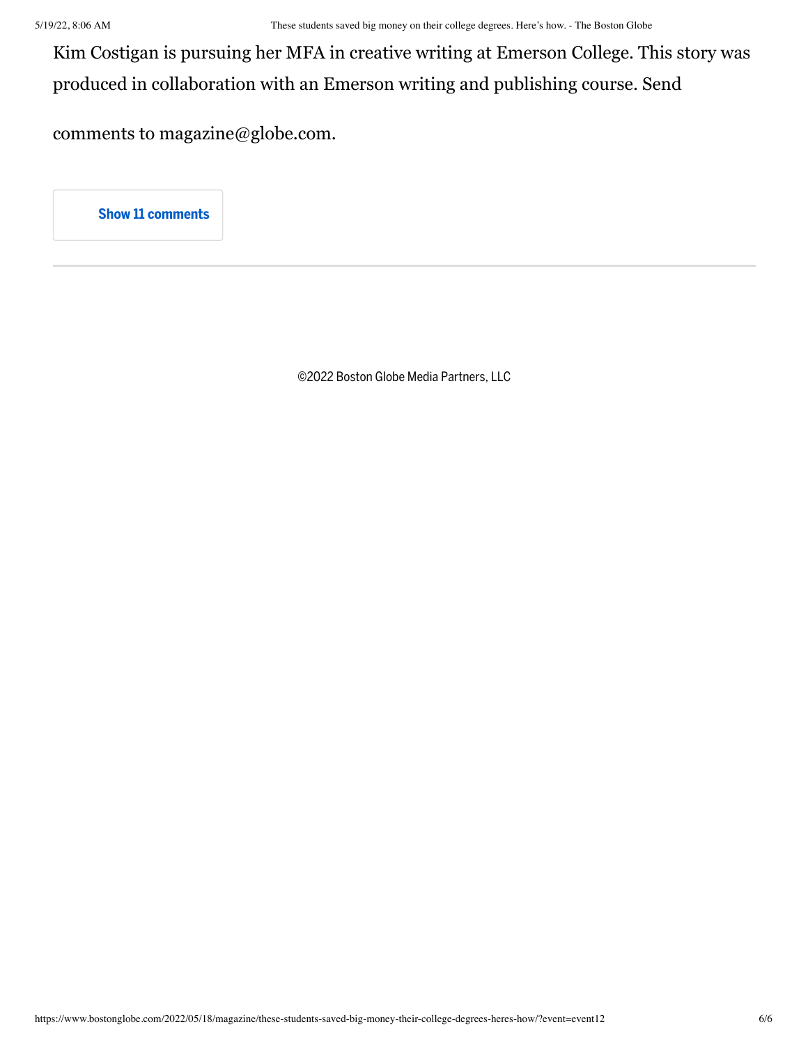Kim Costigan is pursuing her MFA in creative writing at Emerson College. This story was produced in collaboration with an Emerson writing and publishing course. Send comments to magazine@globe.com.

Show 11 comments

©2022 Boston Globe Media Partners, LLC